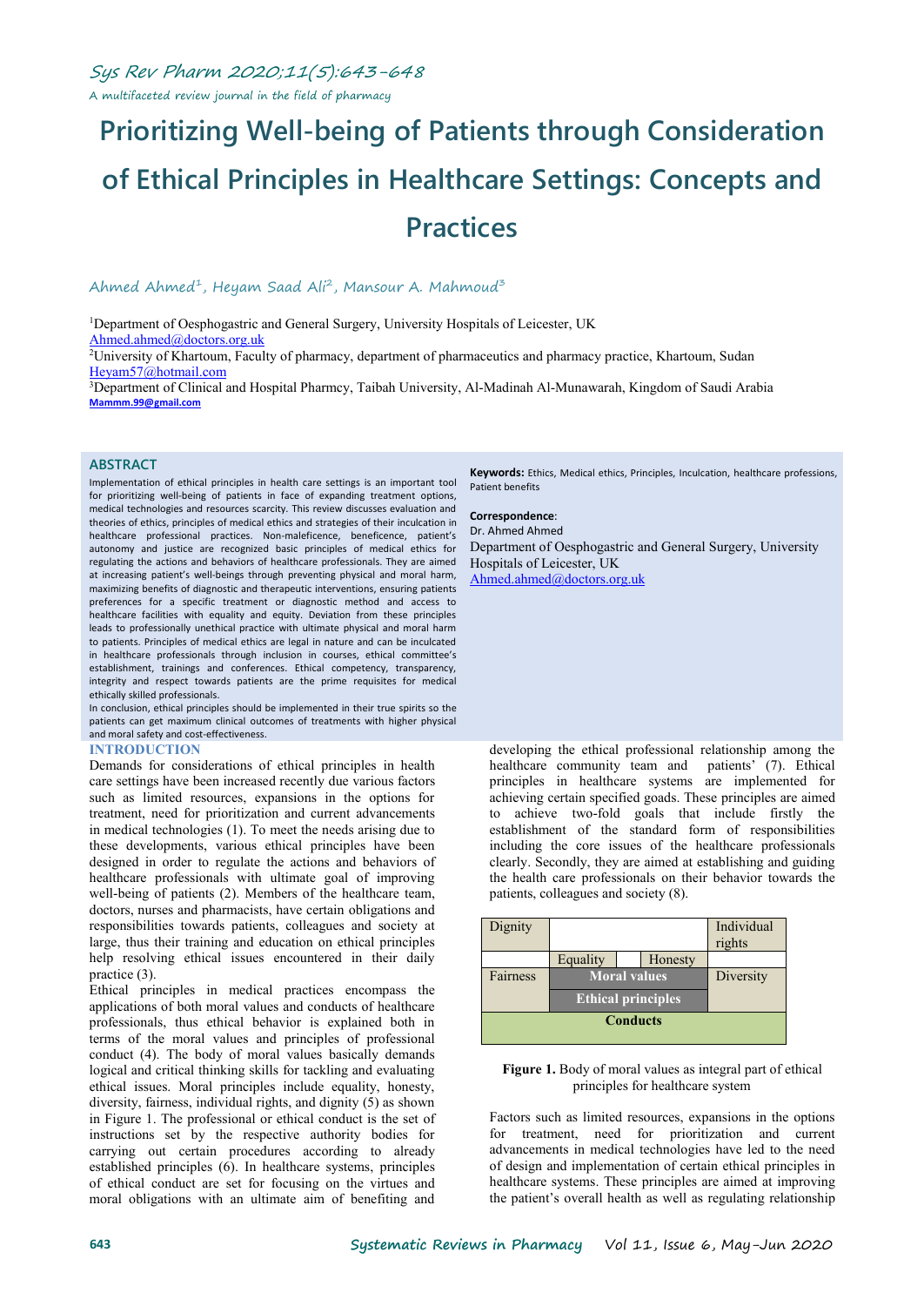# Prioritizing Well-being of Patients through Consideration of Ethical Principles in Healthcare Settings: Concepts and Practices

Ahmed Ahmed[1], Heyam Saad Ali[2], Mansour A. Mahmoud[3]

[1]Department of Oesphogastric and General Surgery, University Hospitals of Leicester, UK
Ahmed.ahmed@doctors.org.uk
[2]University of Khartoum, Faculty of pharmacy, department of pharmaceutics and pharmacy practice, Khartoum, Sudan
Heyam57@hotmail.com
[3]Department of Clinical and Hospital Pharmcy, Taibah University, Al-Madinah Al-Munawarah, Kingdom of Saudi Arabia
Mammm.99@gmail.com

## ABSTRACT

Implementation of ethical principles in health care settings is an important tool for prioritizing well-being of patients in face of expanding treatment options, medical technologies and resources scarcity. This review discusses evaluation and theories of ethics, principles of medical ethics and strategies of their inculcation in healthcare professional practices. Non-maleficence, beneficence, patient's autonomy and justice are recognized basic principles of medical ethics for regulating the actions and behaviors of healthcare professionals. They are aimed at increasing patient's well-beings through preventing physical and moral harm, maximizing benefits of diagnostic and therapeutic interventions, ensuring patients preferences for a specific treatment or diagnostic method and access to healthcare facilities with equality and equity. Deviation from these principles leads to professionally unethical practice with ultimate physical and moral harm to patients. Principles of medical ethics are legal in nature and can be inculcated in healthcare professionals through inclusion in courses, ethical committee's establishment, trainings and conferences. Ethical competency, transparency, integrity and respect towards patients are the prime requisites for medical ethically skilled professionals.

In conclusion, ethical principles should be implemented in their true spirits so the patients can get maximum clinical outcomes of treatments with higher physical and moral safety and cost-effectiveness.

**Keywords:** Ethics, Medical ethics, Principles, Inculcation, healthcare professions, Patient benefits

**Correspondence**:
Dr. Ahmed Ahmed
Department of Oesphogastric and General Surgery, University Hospitals of Leicester, UK
Ahmed.ahmed@doctors.org.uk

## INTRODUCTION

Demands for considerations of ethical principles in health care settings have been increased recently due various factors such as limited resources, expansions in the options for treatment, need for prioritization and current advancements in medical technologies (1). To meet the needs arising due to these developments, various ethical principles have been designed in order to regulate the actions and behaviors of healthcare professionals with ultimate goal of improving well-being of patients (2). Members of the healthcare team, doctors, nurses and pharmacists, have certain obligations and responsibilities towards patients, colleagues and society at large, thus their training and education on ethical principles help resolving ethical issues encountered in their daily practice (3).

Ethical principles in medical practices encompass the applications of both moral values and conducts of healthcare professionals, thus ethical behavior is explained both in terms of the moral values and principles of professional conduct (4). The body of moral values basically demands logical and critical thinking skills for tackling and evaluating ethical issues. Moral principles include equality, honesty, diversity, fairness, individual rights, and dignity (5) as shown in Figure 1. The professional or ethical conduct is the set of instructions set by the respective authority bodies for carrying out certain procedures according to already established principles (6). In healthcare systems, principles of ethical conduct are set for focusing on the virtues and moral obligations with an ultimate aim of benefiting and developing the ethical professional relationship among the healthcare community team and patients' (7). Ethical principles in healthcare systems are implemented for achieving certain specified goads. These principles are aimed to achieve two-fold goals that include firstly the establishment of the standard form of responsibilities including the core issues of the healthcare professionals clearly. Secondly, they are aimed at establishing and guiding the health care professionals on their behavior towards the patients, colleagues and society (8).

| Dignity | | | | Individual rights |
|---|---|---|---|---|
| | Equality | | Honesty | |
| Fairness | Moral values | | | Diversity |
| | Ethical principles | | | |
| Conducts | | | | |

**Figure 1.** Body of moral values as integral part of ethical principles for healthcare system

Factors such as limited resources, expansions in the options for treatment, need for prioritization and current advancements in medical technologies have led to the need of design and implementation of certain ethical principles in healthcare systems. These principles are aimed at improving the patient's overall health as well as regulating relationship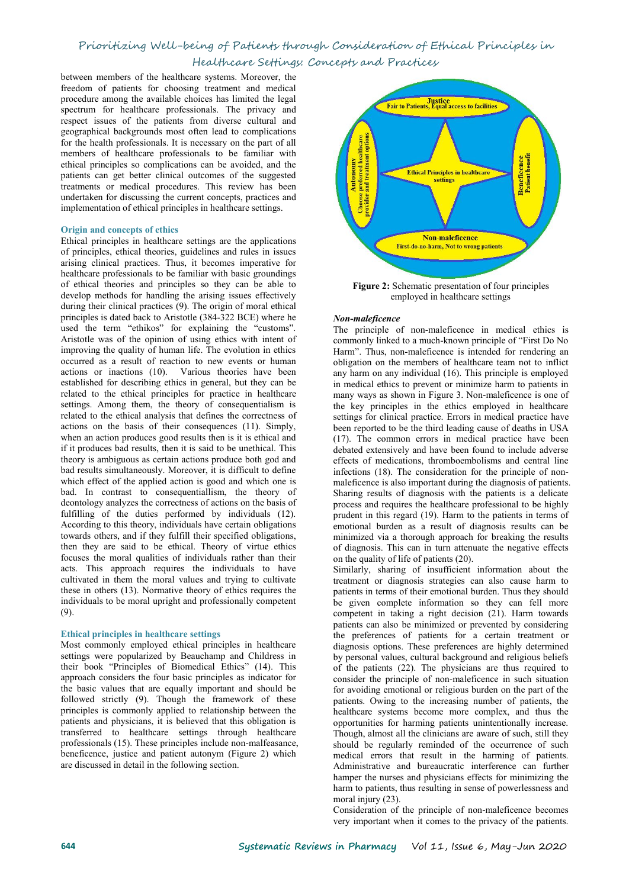between members of the healthcare systems. Moreover, the freedom of patients for choosing treatment and medical procedure among the available choices has limited the legal spectrum for healthcare professionals. The privacy and respect issues of the patients from diverse cultural and geographical backgrounds most often lead to complications for the health professionals. It is necessary on the part of all members of healthcare professionals to be familiar with ethical principles so complications can be avoided, and the patients can get better clinical outcomes of the suggested treatments or medical procedures. This review has been undertaken for discussing the current concepts, practices and implementation of ethical principles in healthcare settings.

## Origin and concepts of ethics

Ethical principles in healthcare settings are the applications of principles, ethical theories, guidelines and rules in issues arising clinical practices. Thus, it becomes imperative for healthcare professionals to be familiar with basic groundings of ethical theories and principles so they can be able to develop methods for handling the arising issues effectively during their clinical practices (9). The origin of moral ethical principles is dated back to Aristotle (384-322 BCE) where he used the term "ethikos" for explaining the "customs". Aristotle was of the opinion of using ethics with intent of improving the quality of human life. The evolution in ethics occurred as a result of reaction to new events or human actions or inactions (10). Various theories have been established for describing ethics in general, but they can be related to the ethical principles for practice in healthcare settings. Among them, the theory of consequentialism is related to the ethical analysis that defines the correctness of actions on the basis of their consequences (11). Simply, when an action produces good results then is it is ethical and if it produces bad results, then it is said to be unethical. This theory is ambiguous as certain actions produce both god and bad results simultaneously. Moreover, it is difficult to define which effect of the applied action is good and which one is bad. In contrast to consequentiallism, the theory of deontology analyzes the correctness of actions on the basis of fulfilling of the duties performed by individuals (12). According to this theory, individuals have certain obligations towards others, and if they fulfill their specified obligations, then they are said to be ethical. Theory of virtue ethics focuses the moral qualities of individuals rather than their acts. This approach requires the individuals to have cultivated in them the moral values and trying to cultivate these in others (13). Normative theory of ethics requires the individuals to be moral upright and professionally competent (9).

## Ethical principles in healthcare settings

Most commonly employed ethical principles in healthcare settings were popularized by Beauchamp and Childress in their book "Principles of Biomedical Ethics" (14). This approach considers the four basic principles as indicator for the basic values that are equally important and should be followed strictly (9). Though the framework of these principles is commonly applied to relationship between the patients and physicians, it is believed that this obligation is transferred to healthcare settings through healthcare professionals (15). These principles include non-malfeasance, beneficence, justice and patient autonym (Figure 2) which are discussed in detail in the following section.

**Figure 2:** Schematic presentation of four principles employed in healthcare settings

### *Non-maleficence*

The principle of non-maleficence in medical ethics is commonly linked to a much-known principle of "First Do No Harm". Thus, non-maleficence is intended for rendering an obligation on the members of healthcare team not to inflict any harm on any individual (16). This principle is employed in medical ethics to prevent or minimize harm to patients in many ways as shown in Figure 3. Non-maleficence is one of the key principles in the ethics employed in healthcare settings for clinical practice. Errors in medical practice have been reported to be the third leading cause of deaths in USA (17). The common errors in medical practice have been debated extensively and have been found to include adverse effects of medications, thromboembolisms and central line infections (18). The consideration for the principle of non-maleficence is also important during the diagnosis of patients. Sharing results of diagnosis with the patients is a delicate process and requires the healthcare professional to be highly prudent in this regard (19). Harm to the patients in terms of emotional burden as a result of diagnosis results can be minimized via a thorough approach for breaking the results of diagnosis. This can in turn attenuate the negative effects on the quality of life of patients (20).

Similarly, sharing of insufficient information about the treatment or diagnosis strategies can also cause harm to patients in terms of their emotional burden. Thus they should be given complete information so they can fell more competent in taking a right decision (21). Harm towards patients can also be minimized or prevented by considering the preferences of patients for a certain treatment or diagnosis options. These preferences are highly determined by personal values, cultural background and religious beliefs of the patients (22). The physicians are thus required to consider the principle of non-maleficence in such situation for avoiding emotional or religious burden on the part of the patients. Owing to the increasing number of patients, the healthcare systems become more complex, and thus the opportunities for harming patients unintentionally increase. Though, almost all the clinicians are aware of such, still they should be regularly reminded of the occurrence of such medical errors that result in the harming of patients. Administrative and bureaucratic interference can further hamper the nurses and physicians effects for minimizing the harm to patients, thus resulting in sense of powerlessness and moral injury (23).

Consideration of the principle of non-maleficence becomes very important when it comes to the privacy of the patients.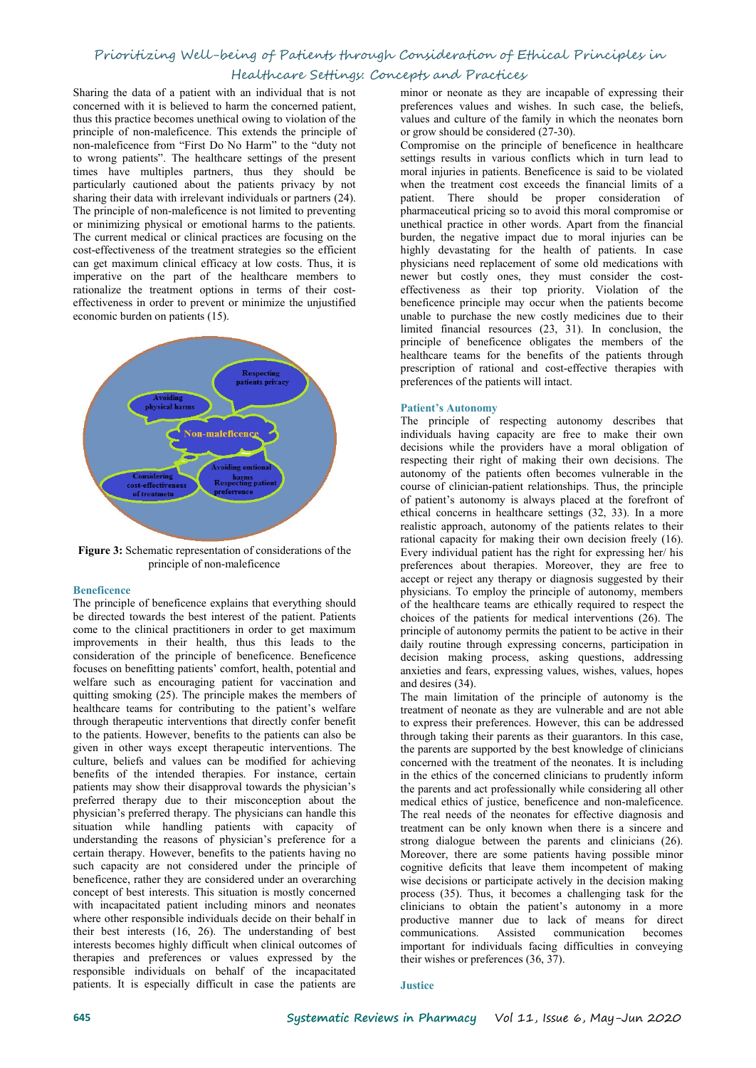Sharing the data of a patient with an individual that is not concerned with it is believed to harm the concerned patient, thus this practice becomes unethical owing to violation of the principle of non-maleficence. This extends the principle of non-maleficence from "First Do No Harm" to the "duty not to wrong patients". The healthcare settings of the present times have multiples partners, thus they should be particularly cautioned about the patients privacy by not sharing their data with irrelevant individuals or partners (24). The principle of non-maleficence is not limited to preventing or minimizing physical or emotional harms to the patients. The current medical or clinical practices are focusing on the cost-effectiveness of the treatment strategies so the efficient can get maximum clinical efficacy at low costs. Thus, it is imperative on the part of the healthcare members to rationalize the treatment options in terms of their cost-effectiveness in order to prevent or minimize the unjustified economic burden on patients (15).

Respecting patients privacy

Avoiding physical harms

Non-maleficence

Considering cost-effectiveness of treatmetn

Avoiding emtional harms Respecting patient preferrence

**Figure 3:** Schematic representation of considerations of the principle of non-maleficence

## Beneficence

The principle of beneficence explains that everything should be directed towards the best interest of the patient. Patients come to the clinical practitioners in order to get maximum improvements in their health, thus this leads to the consideration of the principle of beneficence. Beneficence focuses on benefitting patients' comfort, health, potential and welfare such as encouraging patient for vaccination and quitting smoking (25). The principle makes the members of healthcare teams for contributing to the patient's welfare through therapeutic interventions that directly confer benefit to the patients. However, benefits to the patients can also be given in other ways except therapeutic interventions. The culture, beliefs and values can be modified for achieving benefits of the intended therapies. For instance, certain patients may show their disapproval towards the physician's preferred therapy due to their misconception about the physician's preferred therapy. The physicians can handle this situation while handling patients with capacity of understanding the reasons of physician's preference for a certain therapy. However, benefits to the patients having no such capacity are not considered under the principle of beneficence, rather they are considered under an overarching concept of best interests. This situation is mostly concerned with incapacitated patient including minors and neonates where other responsible individuals decide on their behalf in their best interests (16, 26). The understanding of best interests becomes highly difficult when clinical outcomes of therapies and preferences or values expressed by the responsible individuals on behalf of the incapacitated patients. It is especially difficult in case the patients are minor or neonate as they are incapable of expressing their preferences values and wishes. In such case, the beliefs, values and culture of the family in which the neonates born or grow should be considered (27-30).

Compromise on the principle of beneficence in healthcare settings results in various conflicts which in turn lead to moral injuries in patients. Beneficence is said to be violated when the treatment cost exceeds the financial limits of a patient. There should be proper consideration of pharmaceutical pricing so to avoid this moral compromise or unethical practice in other words. Apart from the financial burden, the negative impact due to moral injuries can be highly devastating for the health of patients. In case physicians need replacement of some old medications with newer but costly ones, they must consider the cost-effectiveness as their top priority. Violation of the beneficence principle may occur when the patients become unable to purchase the new costly medicines due to their limited financial resources (23, 31). In conclusion, the principle of beneficence obligates the members of the healthcare teams for the benefits of the patients through prescription of rational and cost-effective therapies with preferences of the patients will intact.

## Patient's Autonomy

The principle of respecting autonomy describes that individuals having capacity are free to make their own decisions while the providers have a moral obligation of respecting their right of making their own decisions. The autonomy of the patients often becomes vulnerable in the course of clinician-patient relationships. Thus, the principle of patient's autonomy is always placed at the forefront of ethical concerns in healthcare settings (32, 33). In a more realistic approach, autonomy of the patients relates to their rational capacity for making their own decision freely (16). Every individual patient has the right for expressing her/ his preferences about therapies. Moreover, they are free to accept or reject any therapy or diagnosis suggested by their physicians. To employ the principle of autonomy, members of the healthcare teams are ethically required to respect the choices of the patients for medical interventions (26). The principle of autonomy permits the patient to be active in their daily routine through expressing concerns, participation in decision making process, asking questions, addressing anxieties and fears, expressing values, wishes, values, hopes and desires (34).

The main limitation of the principle of autonomy is the treatment of neonate as they are vulnerable and are not able to express their preferences. However, this can be addressed through taking their parents as their guarantors. In this case, the parents are supported by the best knowledge of clinicians concerned with the treatment of the neonates. It is including in the ethics of the concerned clinicians to prudently inform the parents and act professionally while considering all other medical ethics of justice, beneficence and non-maleficence. The real needs of the neonates for effective diagnosis and treatment can be only known when there is a sincere and strong dialogue between the parents and clinicians (26). Moreover, there are some patients having possible minor cognitive deficits that leave them incompetent of making wise decisions or participate actively in the decision making process (35). Thus, it becomes a challenging task for the clinicians to obtain the patient's autonomy in a more productive manner due to lack of means for direct communications. Assisted communication becomes important for individuals facing difficulties in conveying their wishes or preferences (36, 37).

## Justice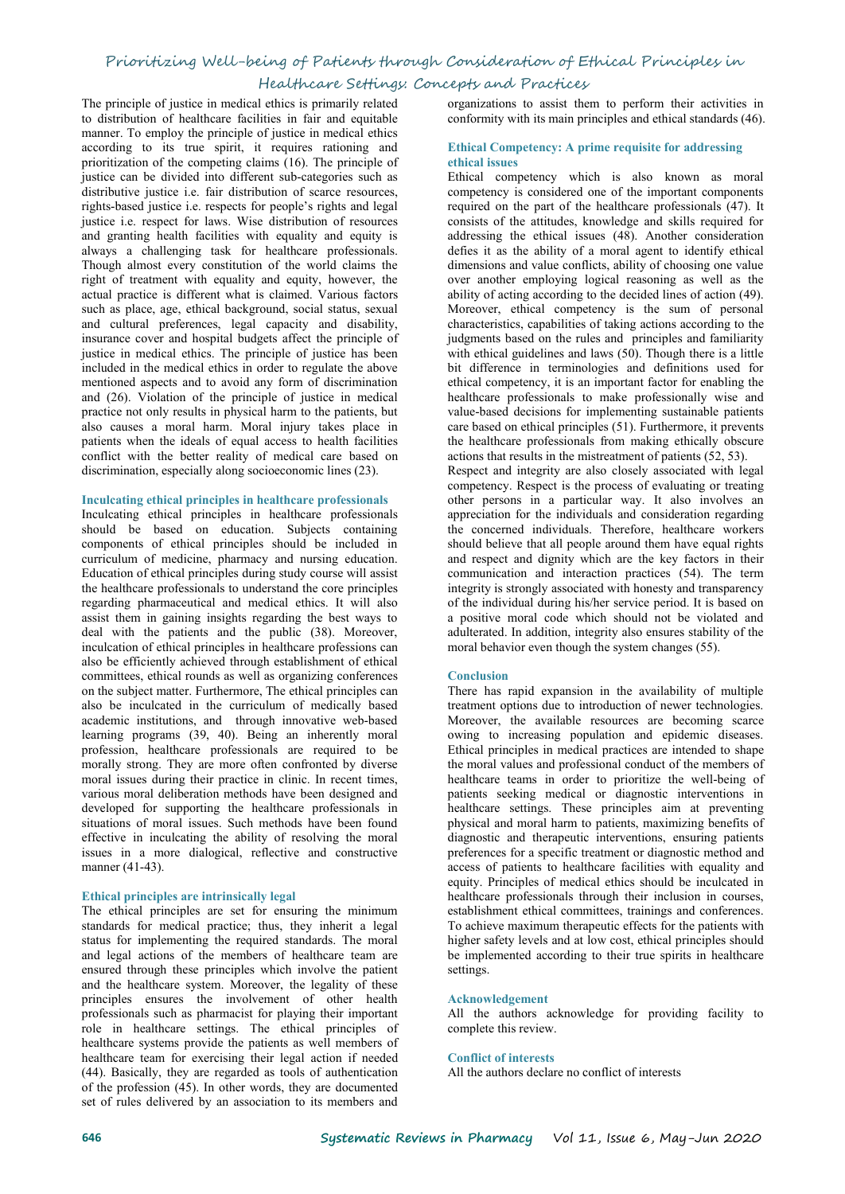The principle of justice in medical ethics is primarily related to distribution of healthcare facilities in fair and equitable manner. To employ the principle of justice in medical ethics according to its true spirit, it requires rationing and prioritization of the competing claims (16). The principle of justice can be divided into different sub-categories such as distributive justice i.e. fair distribution of scarce resources, rights-based justice i.e. respects for people's rights and legal justice i.e. respect for laws. Wise distribution of resources and granting health facilities with equality and equity is always a challenging task for healthcare professionals. Though almost every constitution of the world claims the right of treatment with equality and equity, however, the actual practice is different what is claimed. Various factors such as place, age, ethical background, social status, sexual and cultural preferences, legal capacity and disability, insurance cover and hospital budgets affect the principle of justice in medical ethics. The principle of justice has been included in the medical ethics in order to regulate the above mentioned aspects and to avoid any form of discrimination and (26). Violation of the principle of justice in medical practice not only results in physical harm to the patients, but also causes a moral harm. Moral injury takes place in patients when the ideals of equal access to health facilities conflict with the better reality of medical care based on discrimination, especially along socioeconomic lines (23).

## Inculcating ethical principles in healthcare professionals

Inculcating ethical principles in healthcare professionals should be based on education. Subjects containing components of ethical principles should be included in curriculum of medicine, pharmacy and nursing education. Education of ethical principles during study course will assist the healthcare professionals to understand the core principles regarding pharmaceutical and medical ethics. It will also assist them in gaining insights regarding the best ways to deal with the patients and the public (38). Moreover, inculcation of ethical principles in healthcare professions can also be efficiently achieved through establishment of ethical committees, ethical rounds as well as organizing conferences on the subject matter. Furthermore, The ethical principles can also be inculcated in the curriculum of medically based academic institutions, and through innovative web-based learning programs (39, 40). Being an inherently moral profession, healthcare professionals are required to be morally strong. They are more often confronted by diverse moral issues during their practice in clinic. In recent times, various moral deliberation methods have been designed and developed for supporting the healthcare professionals in situations of moral issues. Such methods have been found effective in inculcating the ability of resolving the moral issues in a more dialogical, reflective and constructive manner (41-43).

## Ethical principles are intrinsically legal

The ethical principles are set for ensuring the minimum standards for medical practice; thus, they inherit a legal status for implementing the required standards. The moral and legal actions of the members of healthcare team are ensured through these principles which involve the patient and the healthcare system. Moreover, the legality of these principles ensures the involvement of other health professionals such as pharmacist for playing their important role in healthcare settings. The ethical principles of healthcare systems provide the patients as well members of healthcare team for exercising their legal action if needed (44). Basically, they are regarded as tools of authentication of the profession (45). In other words, they are documented set of rules delivered by an association to its members and organizations to assist them to perform their activities in conformity with its main principles and ethical standards (46).

## Ethical Competency: A prime requisite for addressing ethical issues

Ethical competency which is also known as moral competency is considered one of the important components required on the part of the healthcare professionals (47). It consists of the attitudes, knowledge and skills required for addressing the ethical issues (48). Another consideration defies it as the ability of a moral agent to identify ethical dimensions and value conflicts, ability of choosing one value over another employing logical reasoning as well as the ability of acting according to the decided lines of action (49). Moreover, ethical competency is the sum of personal characteristics, capabilities of taking actions according to the judgments based on the rules and principles and familiarity with ethical guidelines and laws (50). Though there is a little bit difference in terminologies and definitions used for ethical competency, it is an important factor for enabling the healthcare professionals to make professionally wise and value-based decisions for implementing sustainable patients care based on ethical principles (51). Furthermore, it prevents the healthcare professionals from making ethically obscure actions that results in the mistreatment of patients (52, 53).

Respect and integrity are also closely associated with legal competency. Respect is the process of evaluating or treating other persons in a particular way. It also involves an appreciation for the individuals and consideration regarding the concerned individuals. Therefore, healthcare workers should believe that all people around them have equal rights and respect and dignity which are the key factors in their communication and interaction practices (54). The term integrity is strongly associated with honesty and transparency of the individual during his/her service period. It is based on a positive moral code which should not be violated and adulterated. In addition, integrity also ensures stability of the moral behavior even though the system changes (55).

## Conclusion

There has rapid expansion in the availability of multiple treatment options due to introduction of newer technologies. Moreover, the available resources are becoming scarce owing to increasing population and epidemic diseases. Ethical principles in medical practices are intended to shape the moral values and professional conduct of the members of healthcare teams in order to prioritize the well-being of patients seeking medical or diagnostic interventions in healthcare settings. These principles aim at preventing physical and moral harm to patients, maximizing benefits of diagnostic and therapeutic interventions, ensuring patients preferences for a specific treatment or diagnostic method and access of patients to healthcare facilities with equality and equity. Principles of medical ethics should be inculcated in healthcare professionals through their inclusion in courses, establishment ethical committees, trainings and conferences. To achieve maximum therapeutic effects for the patients with higher safety levels and at low cost, ethical principles should be implemented according to their true spirits in healthcare settings.

## Acknowledgement

All the authors acknowledge for providing facility to complete this review.

## Conflict of interests

All the authors declare no conflict of interests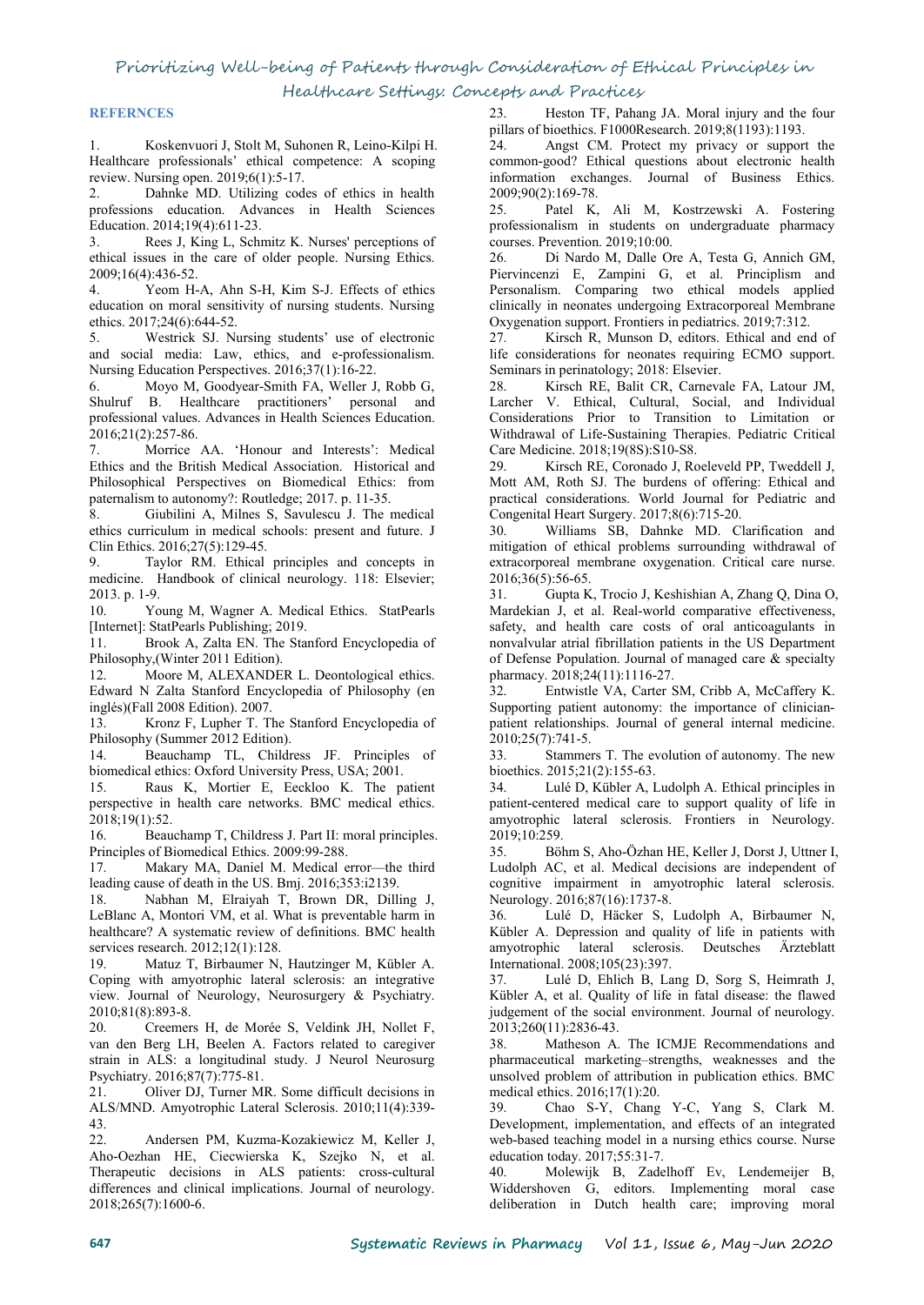## REFERNCES

1. Koskenvuori J, Stolt M, Suhonen R, Leino-Kilpi H. Healthcare professionals' ethical competence: A scoping review. Nursing open. 2019;6(1):5-17.
2. Dahnke MD. Utilizing codes of ethics in health professions education. Advances in Health Sciences Education. 2014;19(4):611-23.
3. Rees J, King L, Schmitz K. Nurses' perceptions of ethical issues in the care of older people. Nursing Ethics. 2009;16(4):436-52.
4. Yeom H-A, Ahn S-H, Kim S-J. Effects of ethics education on moral sensitivity of nursing students. Nursing ethics. 2017;24(6):644-52.
5. Westrick SJ. Nursing students' use of electronic and social media: Law, ethics, and e-professionalism. Nursing Education Perspectives. 2016;37(1):16-22.
6. Moyo M, Goodyear-Smith FA, Weller J, Robb G, Shulruf B. Healthcare practitioners' personal and professional values. Advances in Health Sciences Education. 2016;21(2):257-86.
7. Morrice AA. 'Honour and Interests': Medical Ethics and the British Medical Association. Historical and Philosophical Perspectives on Biomedical Ethics: from paternalism to autonomy?: Routledge; 2017. p. 11-35.
8. Giubilini A, Milnes S, Savulescu J. The medical ethics curriculum in medical schools: present and future. J Clin Ethics. 2016;27(5):129-45.
9. Taylor RM. Ethical principles and concepts in medicine. Handbook of clinical neurology. 118: Elsevier; 2013. p. 1-9.
10. Young M, Wagner A. Medical Ethics. StatPearls [Internet]: StatPearls Publishing; 2019.
11. Brook A, Zalta EN. The Stanford Encyclopedia of Philosophy,(Winter 2011 Edition).
12. Moore M, ALEXANDER L. Deontological ethics. Edward N Zalta Stanford Encyclopedia of Philosophy (en inglés)(Fall 2008 Edition). 2007.
13. Kronz F, Lupher T. The Stanford Encyclopedia of Philosophy (Summer 2012 Edition).
14. Beauchamp TL, Childress JF. Principles of biomedical ethics: Oxford University Press, USA; 2001.
15. Raus K, Mortier E, Eeckloo K. The patient perspective in health care networks. BMC medical ethics. 2018;19(1):52.
16. Beauchamp T, Childress J. Part II: moral principles. Principles of Biomedical Ethics. 2009:99-288.
17. Makary MA, Daniel M. Medical error—the third leading cause of death in the US. Bmj. 2016;353:i2139.
18. Nabhan M, Elraiyah T, Brown DR, Dilling J, LeBlanc A, Montori VM, et al. What is preventable harm in healthcare? A systematic review of definitions. BMC health services research. 2012;12(1):128.
19. Matuz T, Birbaumer N, Hautzinger M, Kübler A. Coping with amyotrophic lateral sclerosis: an integrative view. Journal of Neurology, Neurosurgery & Psychiatry. 2010;81(8):893-8.
20. Creemers H, de Morée S, Veldink JH, Nollet F, van den Berg LH, Beelen A. Factors related to caregiver strain in ALS: a longitudinal study. J Neurol Neurosurg Psychiatry. 2016;87(7):775-81.
21. Oliver DJ, Turner MR. Some difficult decisions in ALS/MND. Amyotrophic Lateral Sclerosis. 2010;11(4):339-43.
22. Andersen PM, Kuzma-Kozakiewicz M, Keller J, Aho-Oezhan HE, Ciecwierska K, Szejko N, et al. Therapeutic decisions in ALS patients: cross-cultural differences and clinical implications. Journal of neurology. 2018;265(7):1600-6.
23. Heston TF, Pahang JA. Moral injury and the four pillars of bioethics. F1000Research. 2019;8(1193):1193.
24. Angst CM. Protect my privacy or support the common-good? Ethical questions about electronic health information exchanges. Journal of Business Ethics. 2009;90(2):169-78.
25. Patel K, Ali M, Kostrzewski A. Fostering professionalism in students on undergraduate pharmacy courses. Prevention. 2019;10:00.
26. Di Nardo M, Dalle Ore A, Testa G, Annich GM, Piervincenzi E, Zampini G, et al. Principlism and Personalism. Comparing two ethical models applied clinically in neonates undergoing Extracorporeal Membrane Oxygenation support. Frontiers in pediatrics. 2019;7:312.
27. Kirsch R, Munson D, editors. Ethical and end of life considerations for neonates requiring ECMO support. Seminars in perinatology; 2018: Elsevier.
28. Kirsch RE, Balit CR, Carnevale FA, Latour JM, Larcher V. Ethical, Cultural, Social, and Individual Considerations Prior to Transition to Limitation or Withdrawal of Life-Sustaining Therapies. Pediatric Critical Care Medicine. 2018;19(8S):S10-S8.
29. Kirsch RE, Coronado J, Roeleveld PP, Tweddell J, Mott AM, Roth SJ. The burdens of offering: Ethical and practical considerations. World Journal for Pediatric and Congenital Heart Surgery. 2017;8(6):715-20.
30. Williams SB, Dahnke MD. Clarification and mitigation of ethical problems surrounding withdrawal of extracorporeal membrane oxygenation. Critical care nurse. 2016;36(5):56-65.
31. Gupta K, Trocio J, Keshishian A, Zhang Q, Dina O, Mardekian J, et al. Real-world comparative effectiveness, safety, and health care costs of oral anticoagulants in nonvalvular atrial fibrillation patients in the US Department of Defense Population. Journal of managed care & specialty pharmacy. 2018;24(11):1116-27.
32. Entwistle VA, Carter SM, Cribb A, McCaffery K. Supporting patient autonomy: the importance of clinician-patient relationships. Journal of general internal medicine. 2010;25(7):741-5.
33. Stammers T. The evolution of autonomy. The new bioethics. 2015;21(2):155-63.
34. Lulé D, Kübler A, Ludolph A. Ethical principles in patient-centered medical care to support quality of life in amyotrophic lateral sclerosis. Frontiers in Neurology. 2019;10:259.
35. Böhm S, Aho-Özhan HE, Keller J, Dorst J, Uttner I, Ludolph AC, et al. Medical decisions are independent of cognitive impairment in amyotrophic lateral sclerosis. Neurology. 2016;87(16):1737-8.
36. Lulé D, Häcker S, Ludolph A, Birbaumer N, Kübler A. Depression and quality of life in patients with amyotrophic lateral sclerosis. Deutsches Ärzteblatt International. 2008;105(23):397.
37. Lulé D, Ehlich B, Lang D, Sorg S, Heimrath J, Kübler A, et al. Quality of life in fatal disease: the flawed judgement of the social environment. Journal of neurology. 2013;260(11):2836-43.
38. Matheson A. The ICMJE Recommendations and pharmaceutical marketing–strengths, weaknesses and the unsolved problem of attribution in publication ethics. BMC medical ethics. 2016;17(1):20.
39. Chao S-Y, Chang Y-C, Yang S, Clark M. Development, implementation, and effects of an integrated web-based teaching model in a nursing ethics course. Nurse education today. 2017;55:31-7.
40. Molewijk B, Zadelhoff Ev, Lendemeijer B, Widdershoven G, editors. Implementing moral case deliberation in Dutch health care; improving moral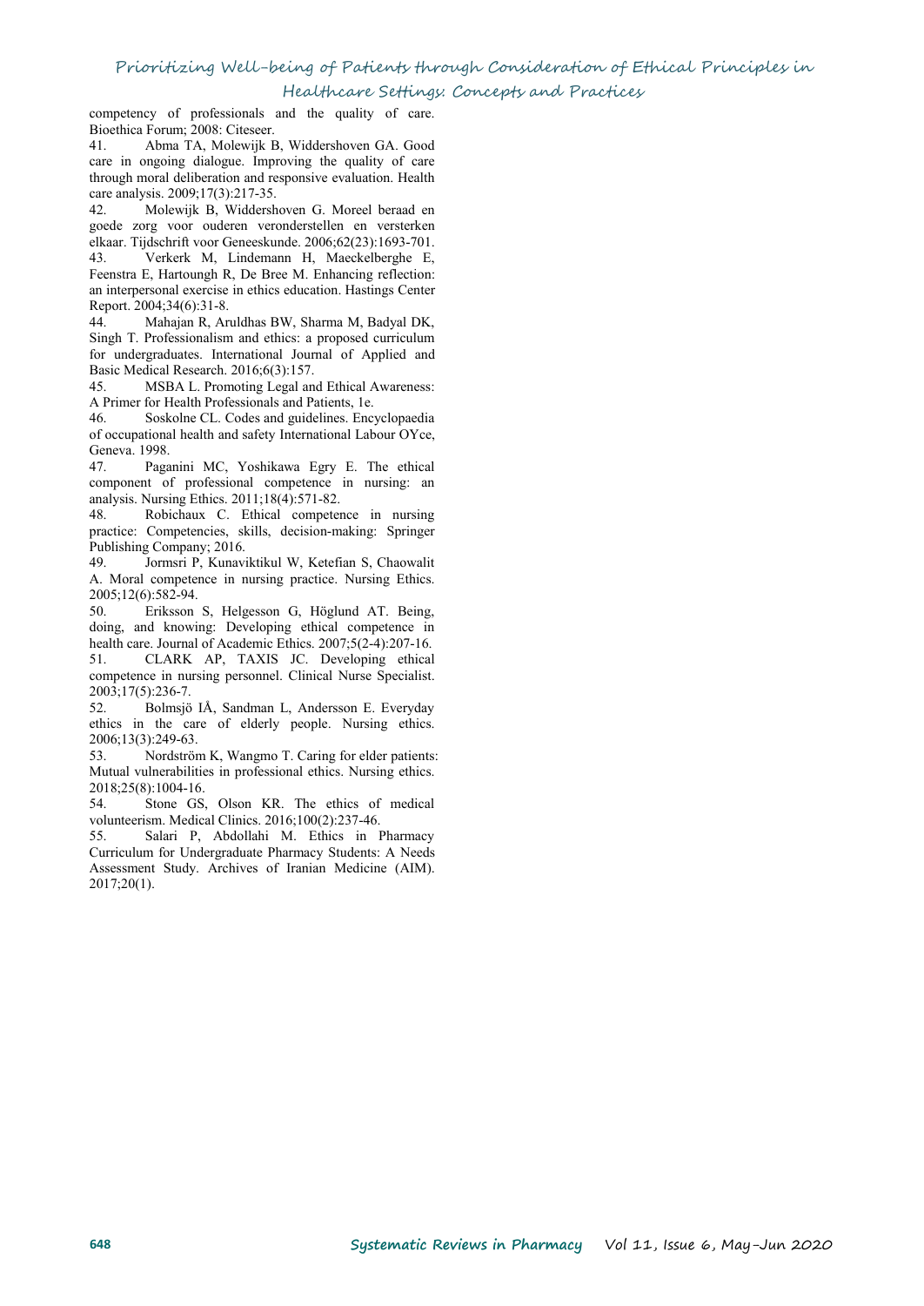competency of professionals and the quality of care. Bioethica Forum; 2008: Citeseer.

41. Abma TA, Molewijk B, Widdershoven GA. Good care in ongoing dialogue. Improving the quality of care through moral deliberation and responsive evaluation. Health care analysis. 2009;17(3):217-35.

42. Molewijk B, Widdershoven G. Moreel beraad en goede zorg voor ouderen veronderstellen en versterken elkaar. Tijdschrift voor Geneeskunde. 2006;62(23):1693-701.

43. Verkerk M, Lindemann H, Maeckelberghe E, Feenstra E, Hartoungh R, De Bree M. Enhancing reflection: an interpersonal exercise in ethics education. Hastings Center Report. 2004;34(6):31-8.

44. Mahajan R, Aruldhas BW, Sharma M, Badyal DK, Singh T. Professionalism and ethics: a proposed curriculum for undergraduates. International Journal of Applied and Basic Medical Research. 2016;6(3):157.

45. MSBA L. Promoting Legal and Ethical Awareness: A Primer for Health Professionals and Patients, 1e.

46. Soskolne CL. Codes and guidelines. Encyclopaedia of occupational health and safety International Labour OYce, Geneva. 1998.

47. Paganini MC, Yoshikawa Egry E. The ethical component of professional competence in nursing: an analysis. Nursing Ethics. 2011;18(4):571-82.

48. Robichaux C. Ethical competence in nursing practice: Competencies, skills, decision-making: Springer Publishing Company; 2016.

49. Jormsri P, Kunaviktikul W, Ketefian S, Chaowalit A. Moral competence in nursing practice. Nursing Ethics. 2005;12(6):582-94.

50. Eriksson S, Helgesson G, Höglund AT. Being, doing, and knowing: Developing ethical competence in health care. Journal of Academic Ethics. 2007;5(2-4):207-16.

51. CLARK AP, TAXIS JC. Developing ethical competence in nursing personnel. Clinical Nurse Specialist. 2003;17(5):236-7.

52. Bolmsjö IÅ, Sandman L, Andersson E. Everyday ethics in the care of elderly people. Nursing ethics. 2006;13(3):249-63.

53. Nordström K, Wangmo T. Caring for elder patients: Mutual vulnerabilities in professional ethics. Nursing ethics. 2018;25(8):1004-16.

54. Stone GS, Olson KR. The ethics of medical volunteerism. Medical Clinics. 2016;100(2):237-46.

55. Salari P, Abdollahi M. Ethics in Pharmacy Curriculum for Undergraduate Pharmacy Students: A Needs Assessment Study. Archives of Iranian Medicine (AIM). 2017;20(1).